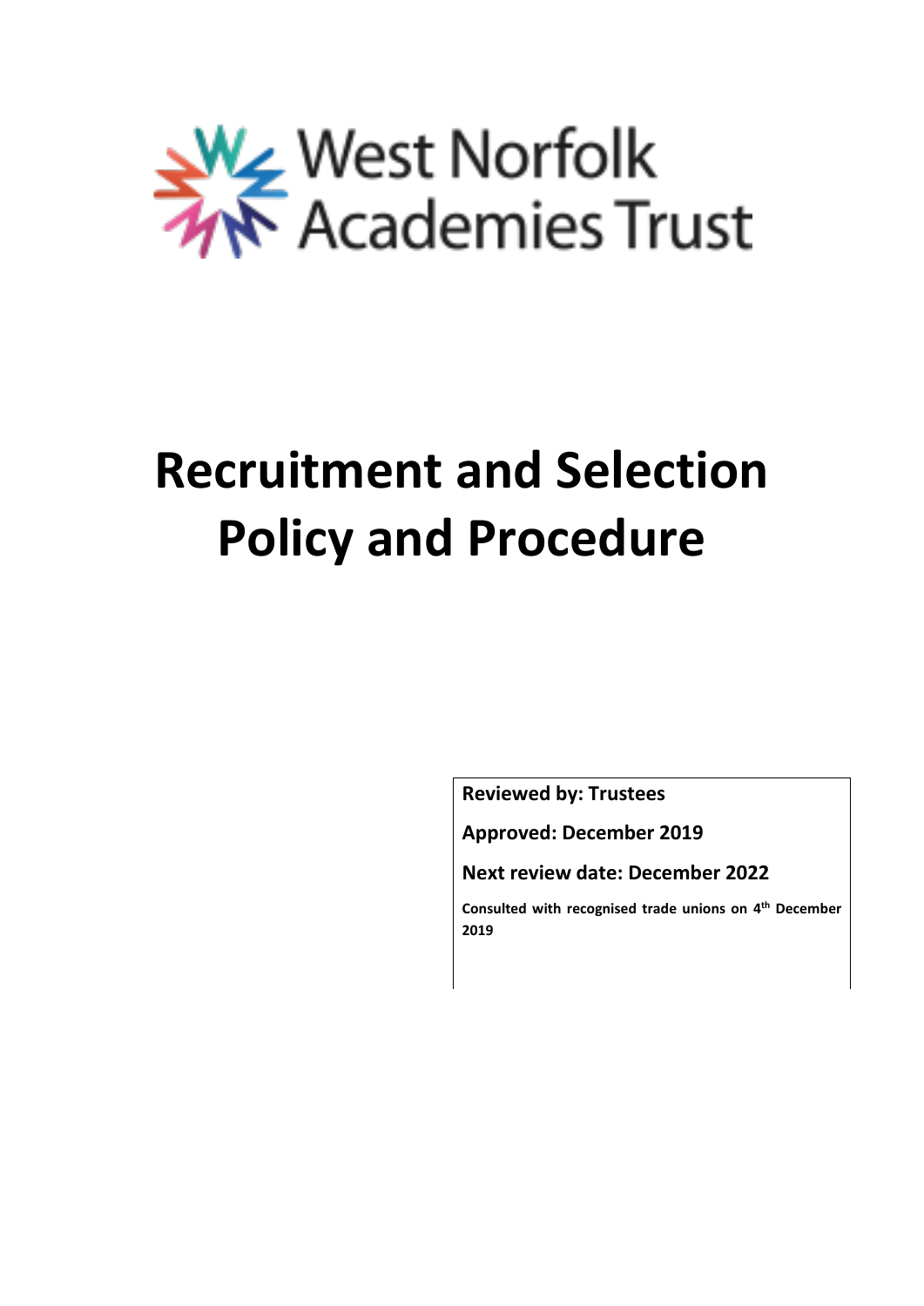West Norfolk Academies Trust

# Recruitment and Selection Policy and Procedure

**Reviewed by: Trustees**

**Approved: December 2019**

**Next review date: December 2022**

**Consulted with recognised trade unions on 4th December 2019**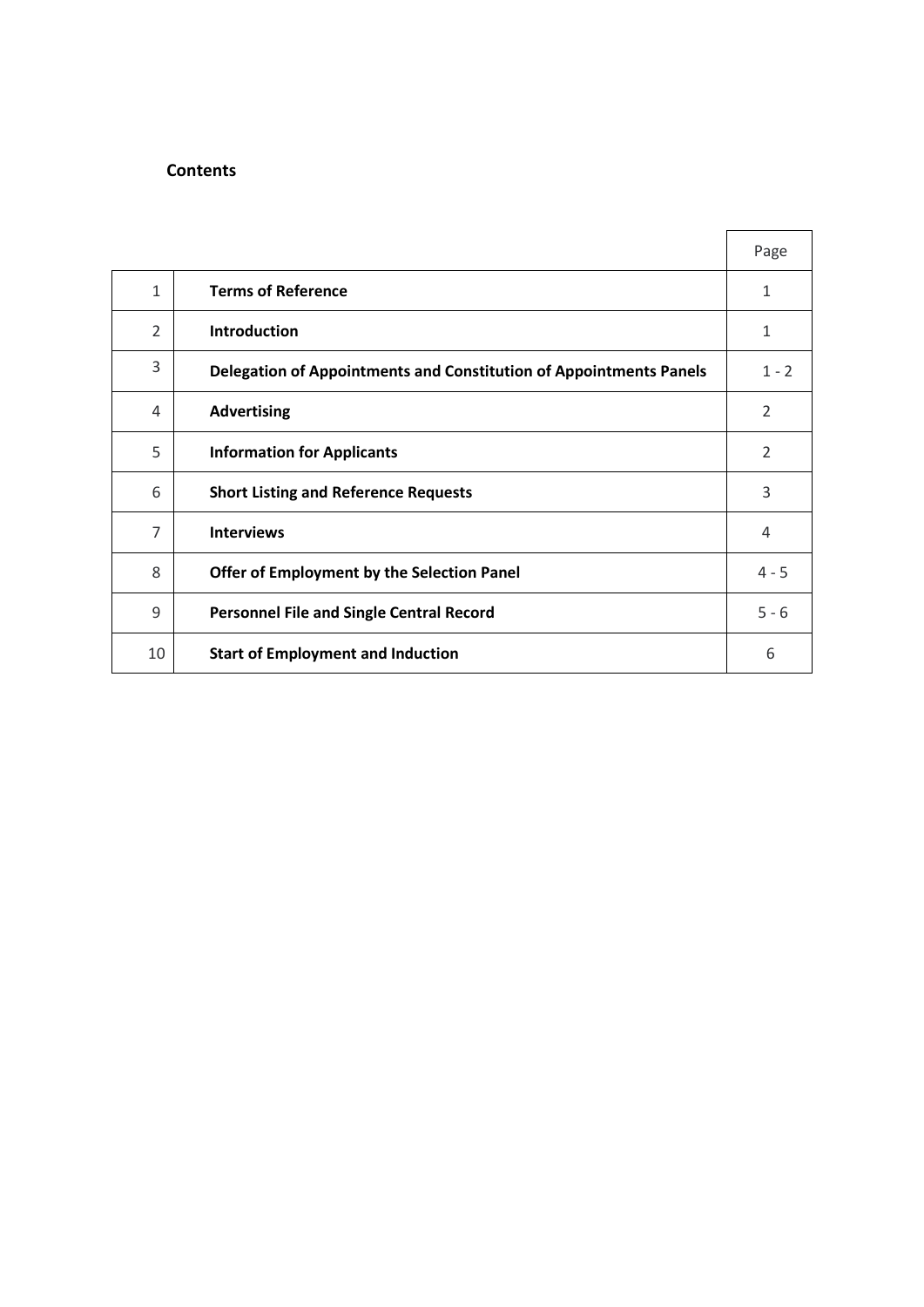**Contents**

| | | Page |
|---|---|---|
| 1 | **Terms of Reference** | 1 |
| 2 | **Introduction** | 1 |
| 3 | **Delegation of Appointments and Constitution of Appointments Panels** | 1 - 2 |
| 4 | **Advertising** | 2 |
| 5 | **Information for Applicants** | 2 |
| 6 | **Short Listing and Reference Requests** | 3 |
| 7 | **Interviews** | 4 |
| 8 | **Offer of Employment by the Selection Panel** | 4 - 5 |
| 9 | **Personnel File and Single Central Record** | 5 - 6 |
| 10 | **Start of Employment and Induction** | 6 |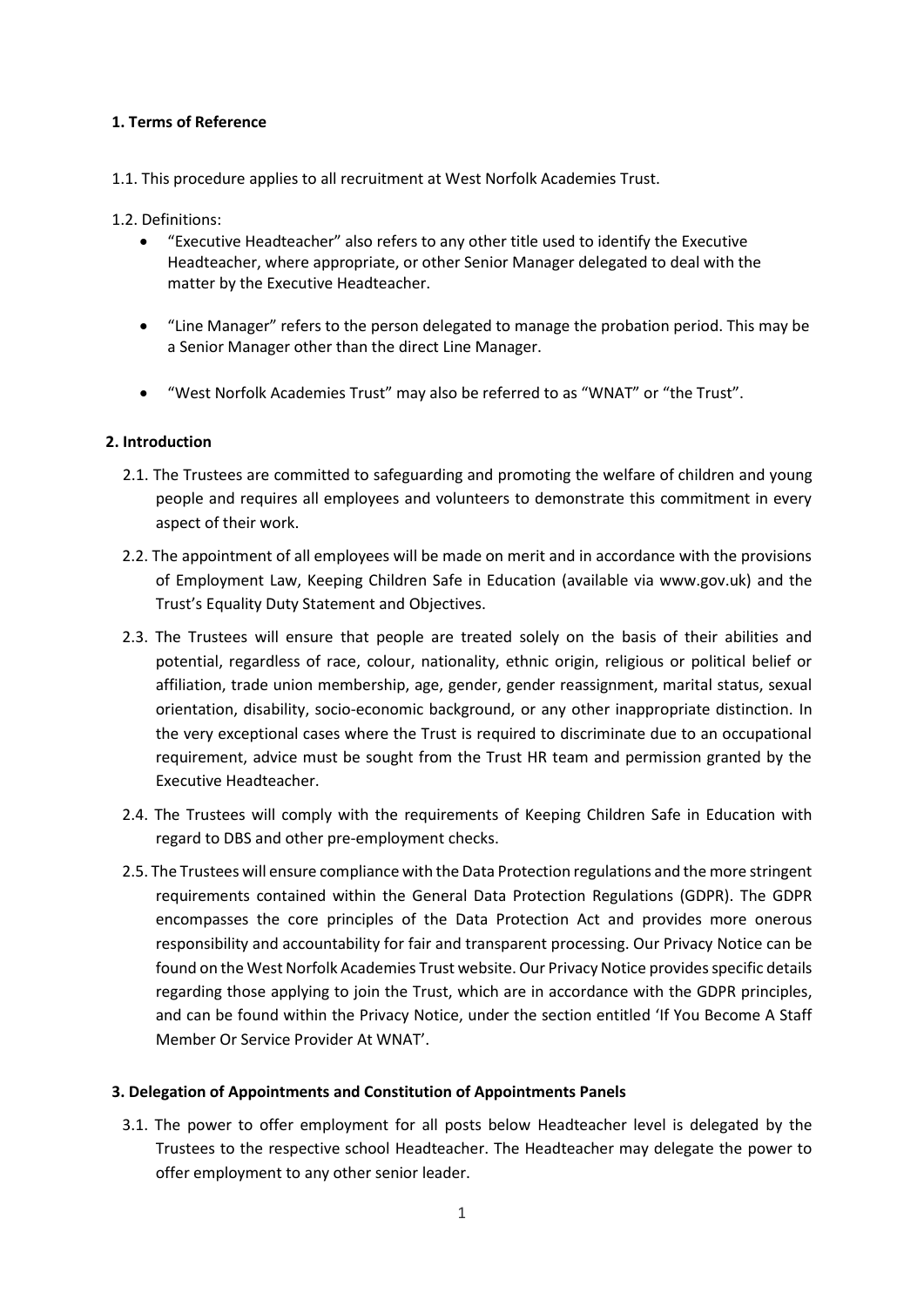## 1. Terms of Reference

1.1. This procedure applies to all recruitment at West Norfolk Academies Trust.

1.2. Definitions:

- "Executive Headteacher" also refers to any other title used to identify the Executive Headteacher, where appropriate, or other Senior Manager delegated to deal with the matter by the Executive Headteacher.
- "Line Manager" refers to the person delegated to manage the probation period. This may be a Senior Manager other than the direct Line Manager.
- "West Norfolk Academies Trust" may also be referred to as "WNAT" or "the Trust".

## 2. Introduction

2.1. The Trustees are committed to safeguarding and promoting the welfare of children and young people and requires all employees and volunteers to demonstrate this commitment in every aspect of their work.

2.2. The appointment of all employees will be made on merit and in accordance with the provisions of Employment Law, Keeping Children Safe in Education (available via www.gov.uk) and the Trust's Equality Duty Statement and Objectives.

2.3. The Trustees will ensure that people are treated solely on the basis of their abilities and potential, regardless of race, colour, nationality, ethnic origin, religious or political belief or affiliation, trade union membership, age, gender, gender reassignment, marital status, sexual orientation, disability, socio-economic background, or any other inappropriate distinction. In the very exceptional cases where the Trust is required to discriminate due to an occupational requirement, advice must be sought from the Trust HR team and permission granted by the Executive Headteacher.

2.4. The Trustees will comply with the requirements of Keeping Children Safe in Education with regard to DBS and other pre-employment checks.

2.5. The Trustees will ensure compliance with the Data Protection regulations and the more stringent requirements contained within the General Data Protection Regulations (GDPR). The GDPR encompasses the core principles of the Data Protection Act and provides more onerous responsibility and accountability for fair and transparent processing. Our Privacy Notice can be found on the West Norfolk Academies Trust website. Our Privacy Notice provides specific details regarding those applying to join the Trust, which are in accordance with the GDPR principles, and can be found within the Privacy Notice, under the section entitled 'If You Become A Staff Member Or Service Provider At WNAT'.

## 3. Delegation of Appointments and Constitution of Appointments Panels

3.1. The power to offer employment for all posts below Headteacher level is delegated by the Trustees to the respective school Headteacher. The Headteacher may delegate the power to offer employment to any other senior leader.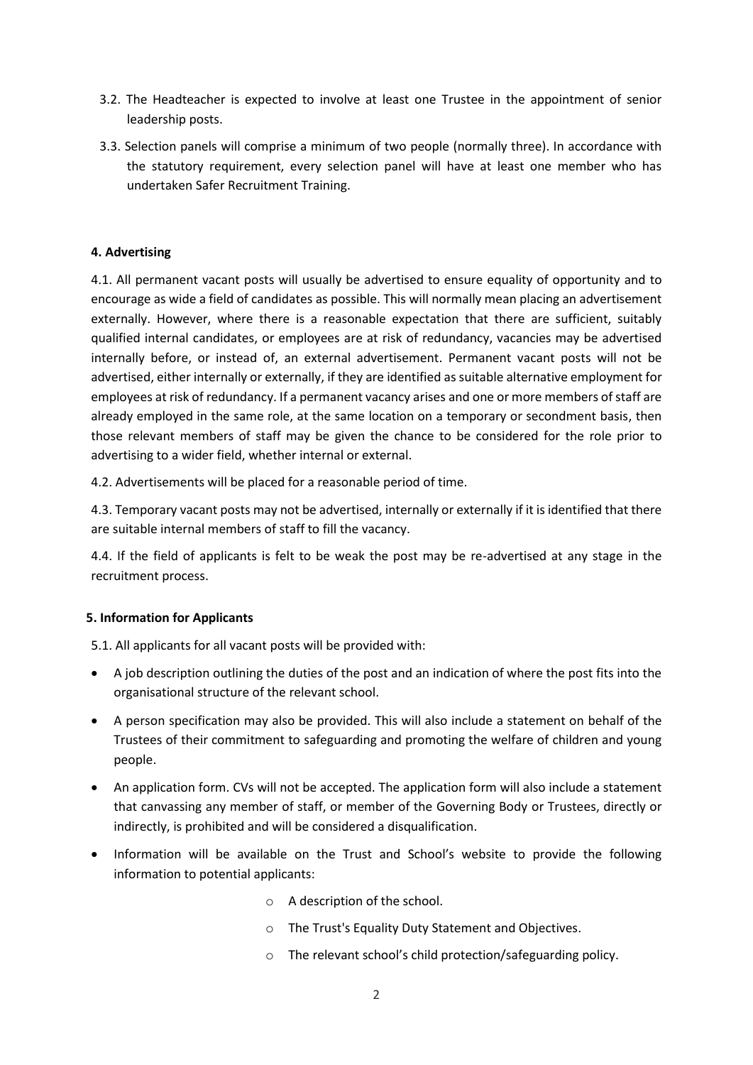3.2. The Headteacher is expected to involve at least one Trustee in the appointment of senior leadership posts.

3.3. Selection panels will comprise a minimum of two people (normally three). In accordance with the statutory requirement, every selection panel will have at least one member who has undertaken Safer Recruitment Training.

#### 4. Advertising

4.1. All permanent vacant posts will usually be advertised to ensure equality of opportunity and to encourage as wide a field of candidates as possible. This will normally mean placing an advertisement externally. However, where there is a reasonable expectation that there are sufficient, suitably qualified internal candidates, or employees are at risk of redundancy, vacancies may be advertised internally before, or instead of, an external advertisement. Permanent vacant posts will not be advertised, either internally or externally, if they are identified as suitable alternative employment for employees at risk of redundancy. If a permanent vacancy arises and one or more members of staff are already employed in the same role, at the same location on a temporary or secondment basis, then those relevant members of staff may be given the chance to be considered for the role prior to advertising to a wider field, whether internal or external.

4.2. Advertisements will be placed for a reasonable period of time.

4.3. Temporary vacant posts may not be advertised, internally or externally if it is identified that there are suitable internal members of staff to fill the vacancy.

4.4. If the field of applicants is felt to be weak the post may be re-advertised at any stage in the recruitment process.

#### 5. Information for Applicants

5.1. All applicants for all vacant posts will be provided with:

- A job description outlining the duties of the post and an indication of where the post fits into the organisational structure of the relevant school.
- A person specification may also be provided. This will also include a statement on behalf of the Trustees of their commitment to safeguarding and promoting the welfare of children and young people.
- An application form. CVs will not be accepted. The application form will also include a statement that canvassing any member of staff, or member of the Governing Body or Trustees, directly or indirectly, is prohibited and will be considered a disqualification.
- Information will be available on the Trust and School's website to provide the following information to potential applicants:
    - A description of the school.
    - The Trust's Equality Duty Statement and Objectives.
    - The relevant school's child protection/safeguarding policy.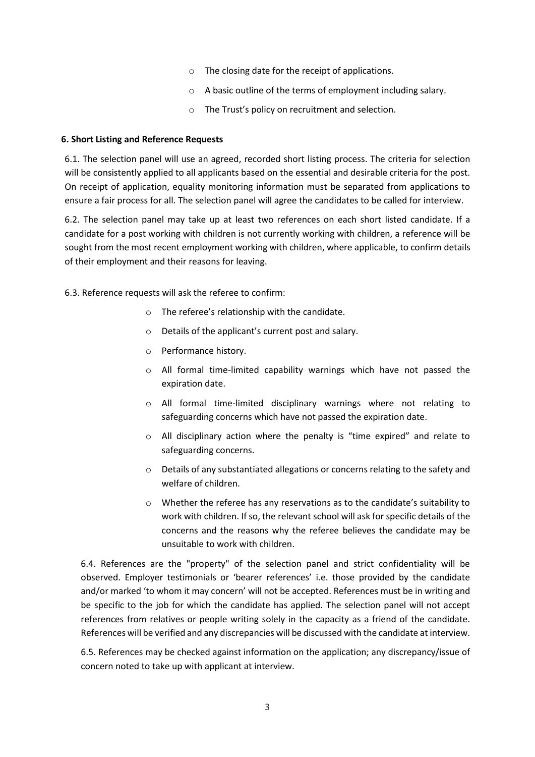- The closing date for the receipt of applications.
- A basic outline of the terms of employment including salary.
- The Trust's policy on recruitment and selection.

**6. Short Listing and Reference Requests**

6.1. The selection panel will use an agreed, recorded short listing process. The criteria for selection will be consistently applied to all applicants based on the essential and desirable criteria for the post. On receipt of application, equality monitoring information must be separated from applications to ensure a fair process for all. The selection panel will agree the candidates to be called for interview.

6.2. The selection panel may take up at least two references on each short listed candidate. If a candidate for a post working with children is not currently working with children, a reference will be sought from the most recent employment working with children, where applicable, to confirm details of their employment and their reasons for leaving.

6.3. Reference requests will ask the referee to confirm:

- The referee's relationship with the candidate.
- Details of the applicant's current post and salary.
- Performance history.
- All formal time-limited capability warnings which have not passed the expiration date.
- All formal time-limited disciplinary warnings where not relating to safeguarding concerns which have not passed the expiration date.
- All disciplinary action where the penalty is "time expired" and relate to safeguarding concerns.
- Details of any substantiated allegations or concerns relating to the safety and welfare of children.
- Whether the referee has any reservations as to the candidate's suitability to work with children. If so, the relevant school will ask for specific details of the concerns and the reasons why the referee believes the candidate may be unsuitable to work with children.

6.4. References are the "property" of the selection panel and strict confidentiality will be observed. Employer testimonials or 'bearer references' i.e. those provided by the candidate and/or marked 'to whom it may concern' will not be accepted. References must be in writing and be specific to the job for which the candidate has applied. The selection panel will not accept references from relatives or people writing solely in the capacity as a friend of the candidate. References will be verified and any discrepancies will be discussed with the candidate at interview.

6.5. References may be checked against information on the application; any discrepancy/issue of concern noted to take up with applicant at interview.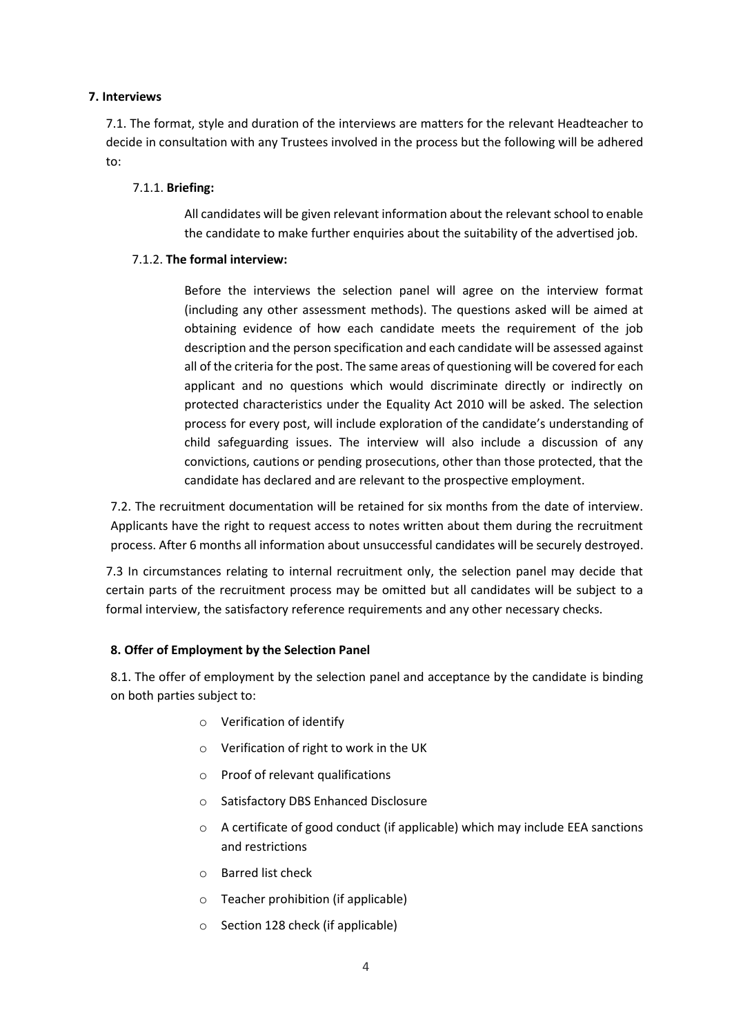**7. Interviews**

7.1. The format, style and duration of the interviews are matters for the relevant Headteacher to decide in consultation with any Trustees involved in the process but the following will be adhered to:

7.1.1. **Briefing:**

All candidates will be given relevant information about the relevant school to enable the candidate to make further enquiries about the suitability of the advertised job.

7.1.2. **The formal interview:**

Before the interviews the selection panel will agree on the interview format (including any other assessment methods). The questions asked will be aimed at obtaining evidence of how each candidate meets the requirement of the job description and the person specification and each candidate will be assessed against all of the criteria for the post. The same areas of questioning will be covered for each applicant and no questions which would discriminate directly or indirectly on protected characteristics under the Equality Act 2010 will be asked. The selection process for every post, will include exploration of the candidate's understanding of child safeguarding issues. The interview will also include a discussion of any convictions, cautions or pending prosecutions, other than those protected, that the candidate has declared and are relevant to the prospective employment.

7.2. The recruitment documentation will be retained for six months from the date of interview. Applicants have the right to request access to notes written about them during the recruitment process. After 6 months all information about unsuccessful candidates will be securely destroyed.

7.3 In circumstances relating to internal recruitment only, the selection panel may decide that certain parts of the recruitment process may be omitted but all candidates will be subject to a formal interview, the satisfactory reference requirements and any other necessary checks.

**8. Offer of Employment by the Selection Panel**

8.1. The offer of employment by the selection panel and acceptance by the candidate is binding on both parties subject to:

- Verification of identify
- Verification of right to work in the UK
- Proof of relevant qualifications
- Satisfactory DBS Enhanced Disclosure
- A certificate of good conduct (if applicable) which may include EEA sanctions and restrictions
- Barred list check
- Teacher prohibition (if applicable)
- Section 128 check (if applicable)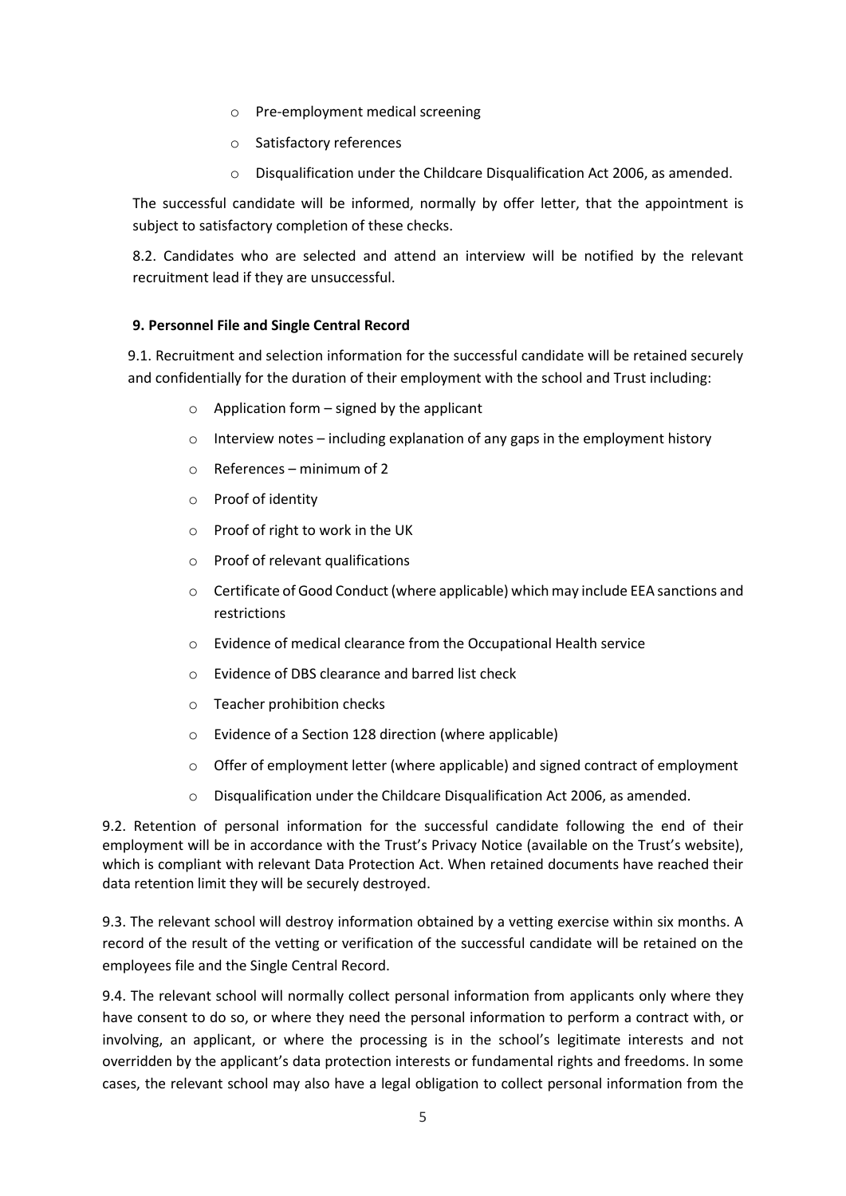- Pre-employment medical screening
- Satisfactory references
- Disqualification under the Childcare Disqualification Act 2006, as amended.

The successful candidate will be informed, normally by offer letter, that the appointment is subject to satisfactory completion of these checks.

8.2. Candidates who are selected and attend an interview will be notified by the relevant recruitment lead if they are unsuccessful.

**9. Personnel File and Single Central Record**

9.1. Recruitment and selection information for the successful candidate will be retained securely and confidentially for the duration of their employment with the school and Trust including:

- Application form – signed by the applicant
- Interview notes – including explanation of any gaps in the employment history
- References – minimum of 2
- Proof of identity
- Proof of right to work in the UK
- Proof of relevant qualifications
- Certificate of Good Conduct (where applicable) which may include EEA sanctions and restrictions
- Evidence of medical clearance from the Occupational Health service
- Evidence of DBS clearance and barred list check
- Teacher prohibition checks
- Evidence of a Section 128 direction (where applicable)
- Offer of employment letter (where applicable) and signed contract of employment
- Disqualification under the Childcare Disqualification Act 2006, as amended.

9.2. Retention of personal information for the successful candidate following the end of their employment will be in accordance with the Trust's Privacy Notice (available on the Trust's website), which is compliant with relevant Data Protection Act. When retained documents have reached their data retention limit they will be securely destroyed.

9.3. The relevant school will destroy information obtained by a vetting exercise within six months. A record of the result of the vetting or verification of the successful candidate will be retained on the employees file and the Single Central Record.

9.4. The relevant school will normally collect personal information from applicants only where they have consent to do so, or where they need the personal information to perform a contract with, or involving, an applicant, or where the processing is in the school's legitimate interests and not overridden by the applicant's data protection interests or fundamental rights and freedoms. In some cases, the relevant school may also have a legal obligation to collect personal information from the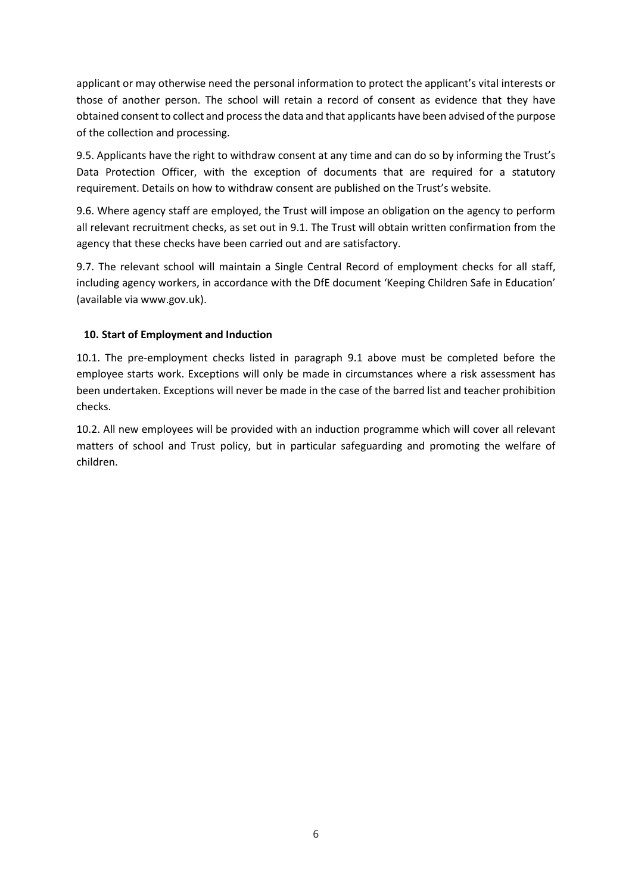applicant or may otherwise need the personal information to protect the applicant's vital interests or those of another person. The school will retain a record of consent as evidence that they have obtained consent to collect and process the data and that applicants have been advised of the purpose of the collection and processing.

9.5. Applicants have the right to withdraw consent at any time and can do so by informing the Trust's Data Protection Officer, with the exception of documents that are required for a statutory requirement. Details on how to withdraw consent are published on the Trust's website.

9.6. Where agency staff are employed, the Trust will impose an obligation on the agency to perform all relevant recruitment checks, as set out in 9.1. The Trust will obtain written confirmation from the agency that these checks have been carried out and are satisfactory.

9.7. The relevant school will maintain a Single Central Record of employment checks for all staff, including agency workers, in accordance with the DfE document 'Keeping Children Safe in Education' (available via www.gov.uk).

## 10. Start of Employment and Induction

10.1. The pre-employment checks listed in paragraph 9.1 above must be completed before the employee starts work. Exceptions will only be made in circumstances where a risk assessment has been undertaken. Exceptions will never be made in the case of the barred list and teacher prohibition checks.

10.2. All new employees will be provided with an induction programme which will cover all relevant matters of school and Trust policy, but in particular safeguarding and promoting the welfare of children.